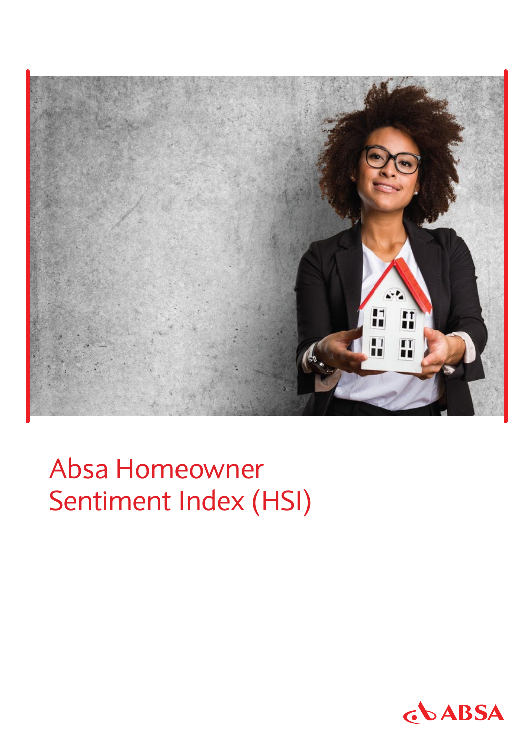# Absa Homeowner Sentiment Index (HSI)

ABSA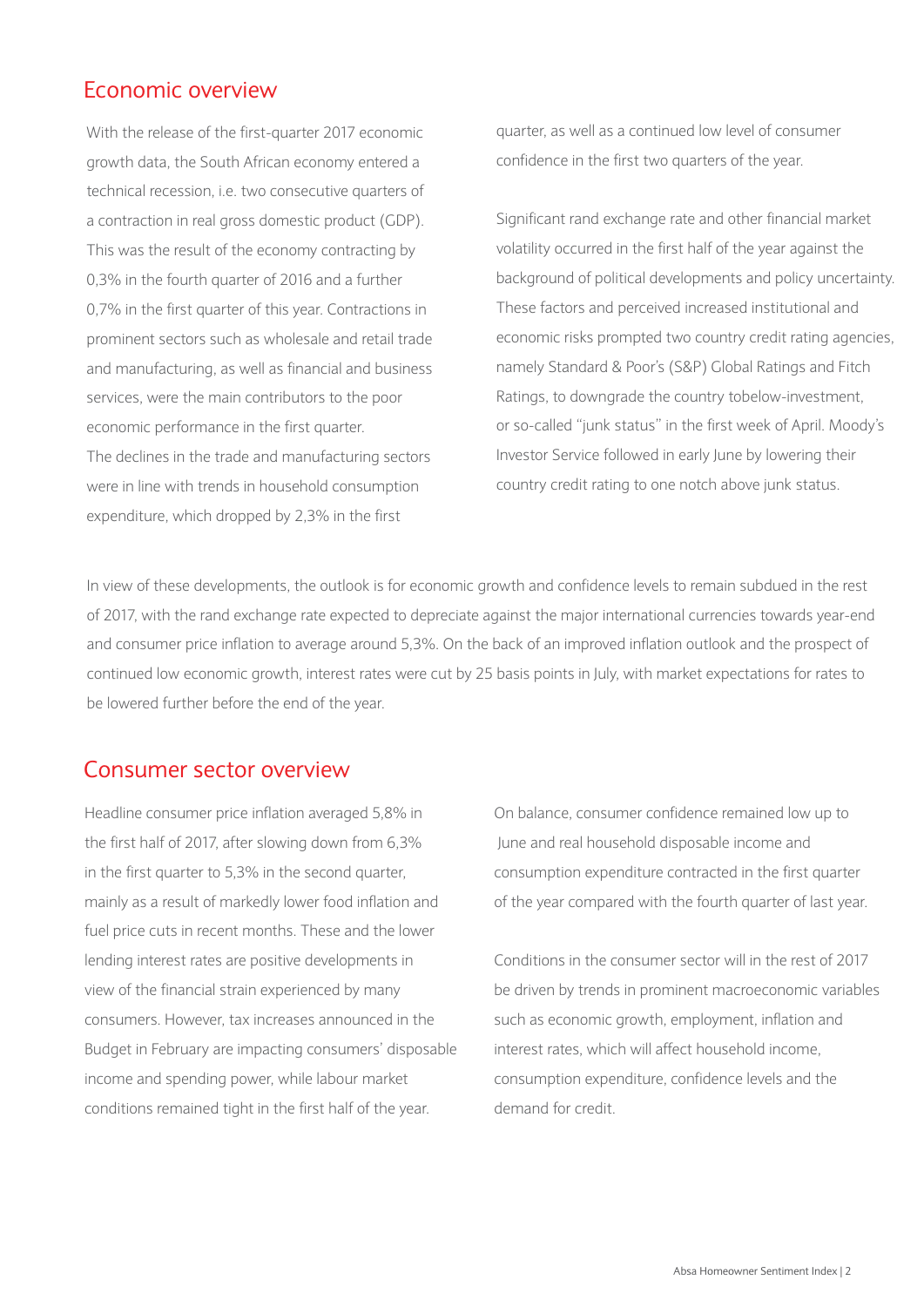## Economic overview

With the release of the first-quarter 2017 economic growth data, the South African economy entered a technical recession, i.e. two consecutive quarters of a contraction in real gross domestic product (GDP). This was the result of the economy contracting by 0,3% in the fourth quarter of 2016 and a further 0,7% in the first quarter of this year. Contractions in prominent sectors such as wholesale and retail trade and manufacturing, as well as financial and business services, were the main contributors to the poor economic performance in the first quarter. The declines in the trade and manufacturing sectors were in line with trends in household consumption expenditure, which dropped by 2,3% in the first quarter, as well as a continued low level of consumer confidence in the first two quarters of the year.

Significant rand exchange rate and other financial market volatility occurred in the first half of the year against the background of political developments and policy uncertainty. These factors and perceived increased institutional and economic risks prompted two country credit rating agencies, namely Standard & Poor's (S&P) Global Ratings and Fitch Ratings, to downgrade the country tobelow-investment, or so-called "junk status" in the first week of April. Moody's Investor Service followed in early June by lowering their country credit rating to one notch above junk status.

In view of these developments, the outlook is for economic growth and confidence levels to remain subdued in the rest of 2017, with the rand exchange rate expected to depreciate against the major international currencies towards year-end and consumer price inflation to average around 5,3%. On the back of an improved inflation outlook and the prospect of continued low economic growth, interest rates were cut by 25 basis points in July, with market expectations for rates to be lowered further before the end of the year.

## Consumer sector overview

Headline consumer price inflation averaged 5,8% in the first half of 2017, after slowing down from 6,3% in the first quarter to 5,3% in the second quarter, mainly as a result of markedly lower food inflation and fuel price cuts in recent months. These and the lower lending interest rates are positive developments in view of the financial strain experienced by many consumers. However, tax increases announced in the Budget in February are impacting consumers' disposable income and spending power, while labour market conditions remained tight in the first half of the year.

On balance, consumer confidence remained low up to June and real household disposable income and consumption expenditure contracted in the first quarter of the year compared with the fourth quarter of last year.

Conditions in the consumer sector will in the rest of 2017 be driven by trends in prominent macroeconomic variables such as economic growth, employment, inflation and interest rates, which will affect household income, consumption expenditure, confidence levels and the demand for credit.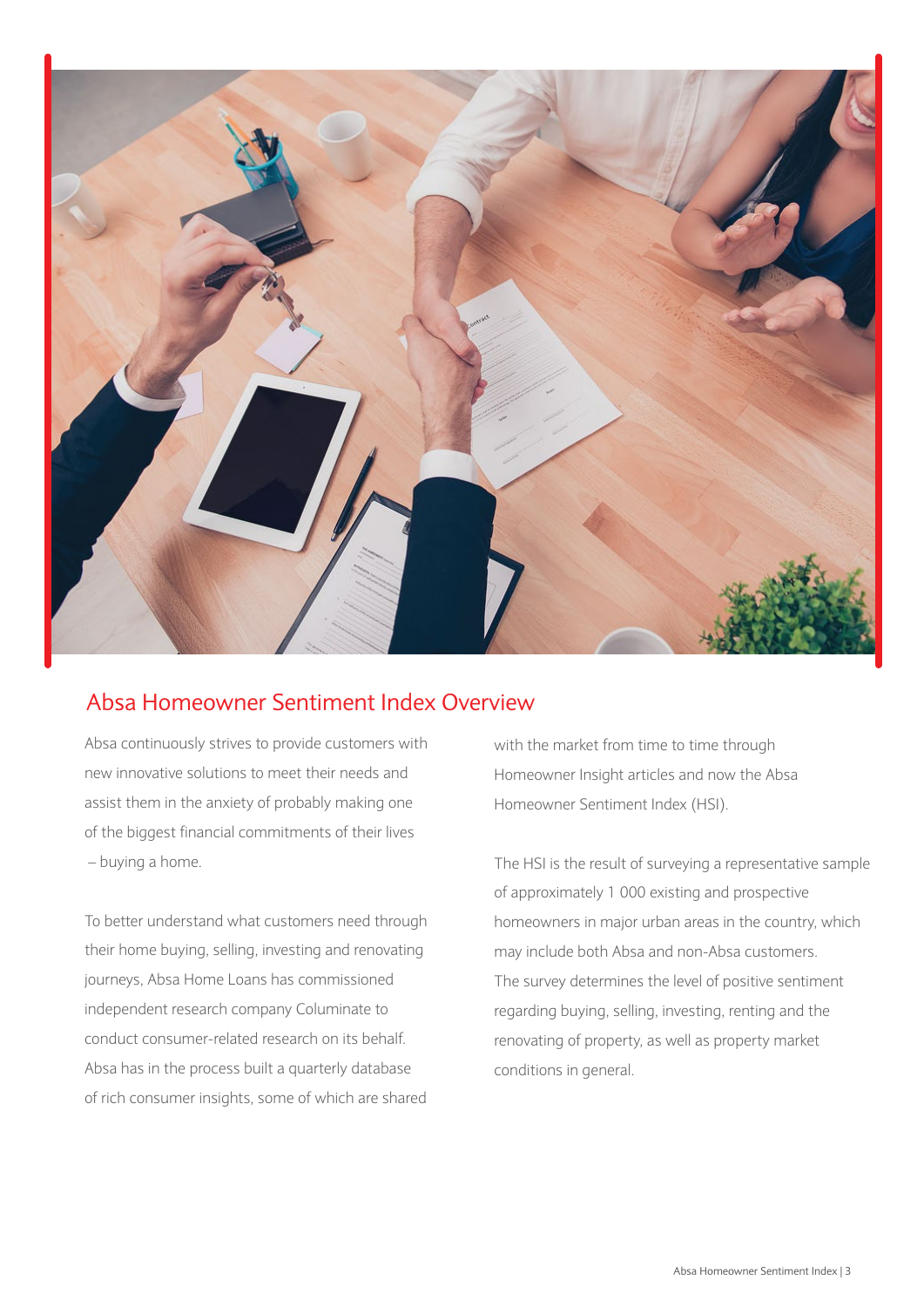## Absa Homeowner Sentiment Index Overview

Absa continuously strives to provide customers with new innovative solutions to meet their needs and assist them in the anxiety of probably making one of the biggest financial commitments of their lives – buying a home.

To better understand what customers need through their home buying, selling, investing and renovating journeys, Absa Home Loans has commissioned independent research company Columinate to conduct consumer-related research on its behalf. Absa has in the process built a quarterly database of rich consumer insights, some of which are shared with the market from time to time through Homeowner Insight articles and now the Absa Homeowner Sentiment Index (HSI).

The HSI is the result of surveying a representative sample of approximately 1 000 existing and prospective homeowners in major urban areas in the country, which may include both Absa and non-Absa customers. The survey determines the level of positive sentiment regarding buying, selling, investing, renting and the renovating of property, as well as property market conditions in general.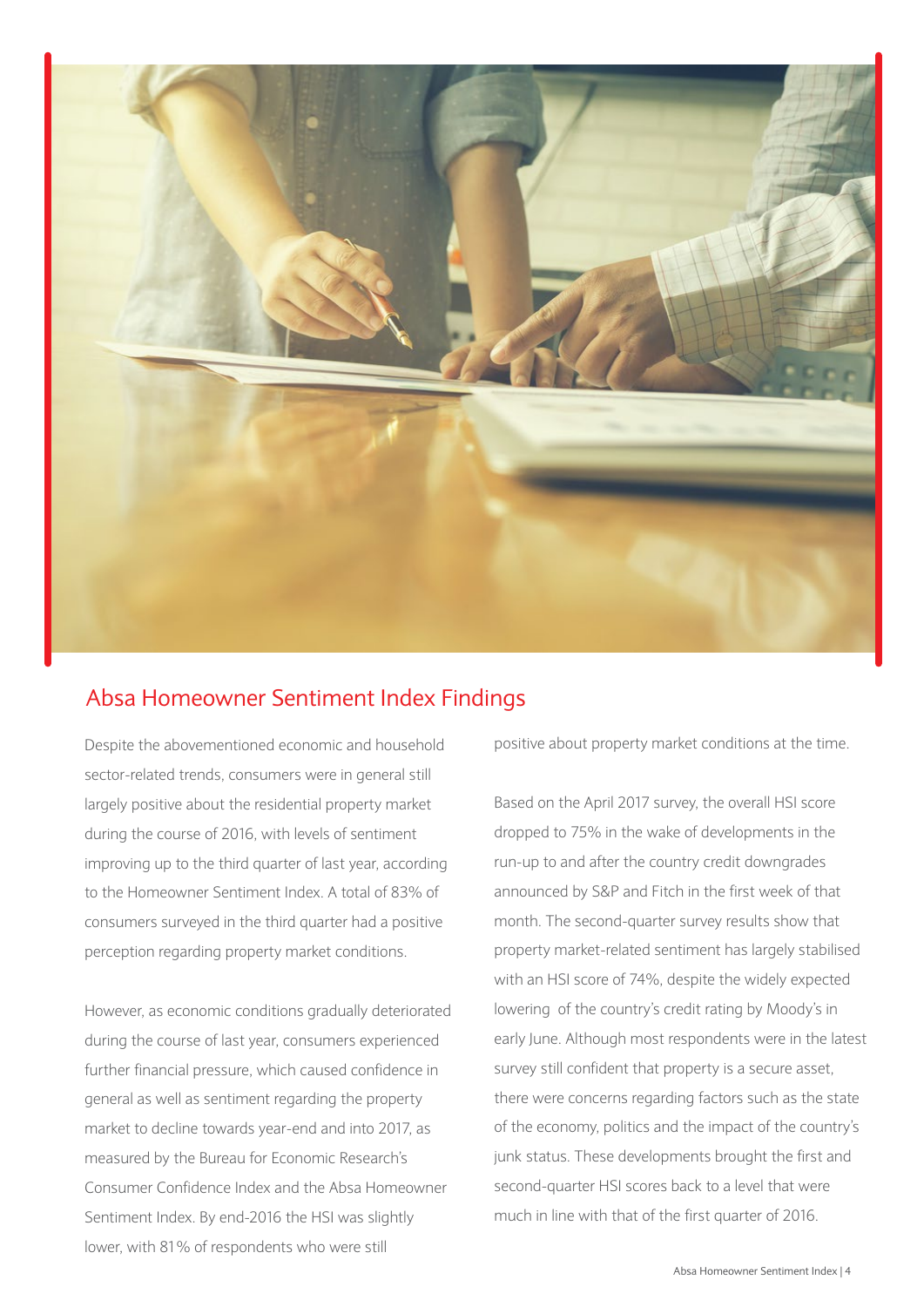## Absa Homeowner Sentiment Index Findings

Despite the abovementioned economic and household sector-related trends, consumers were in general still largely positive about the residential property market during the course of 2016, with levels of sentiment improving up to the third quarter of last year, according to the Homeowner Sentiment Index. A total of 83% of consumers surveyed in the third quarter had a positive perception regarding property market conditions.

However, as economic conditions gradually deteriorated during the course of last year, consumers experienced further financial pressure, which caused confidence in general as well as sentiment regarding the property market to decline towards year-end and into 2017, as measured by the Bureau for Economic Research's Consumer Confidence Index and the Absa Homeowner Sentiment Index. By end-2016 the HSI was slightly lower, with 81% of respondents who were still positive about property market conditions at the time.

Based on the April 2017 survey, the overall HSI score dropped to 75% in the wake of developments in the run-up to and after the country credit downgrades announced by S&P and Fitch in the first week of that month. The second-quarter survey results show that property market-related sentiment has largely stabilised with an HSI score of 74%, despite the widely expected lowering of the country's credit rating by Moody's in early June. Although most respondents were in the latest survey still confident that property is a secure asset, there were concerns regarding factors such as the state of the economy, politics and the impact of the country's junk status. These developments brought the first and second-quarter HSI scores back to a level that were much in line with that of the first quarter of 2016.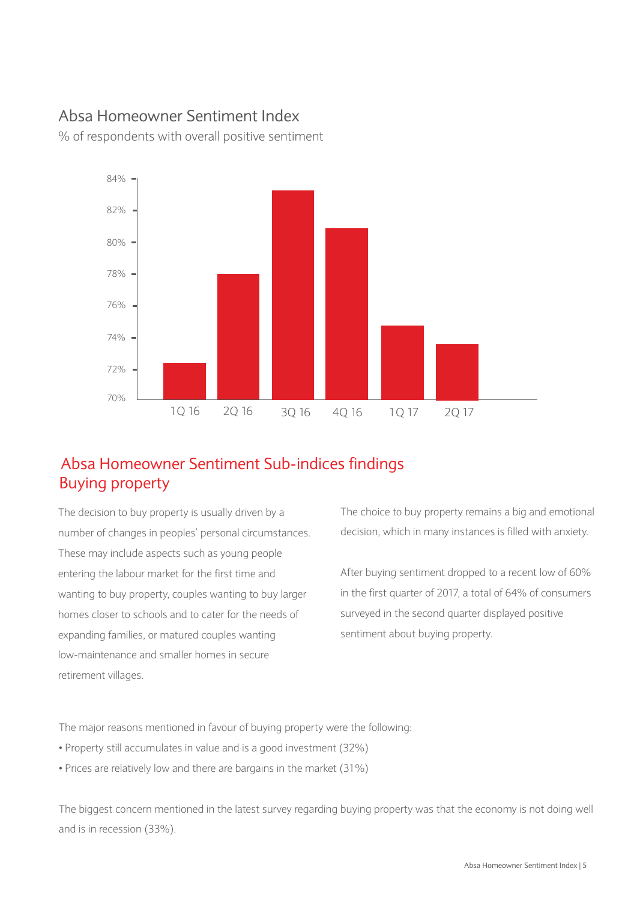## Absa Homeowner Sentiment Index

% of respondents with overall positive sentiment

| Quarter | % of respondents with overall positive sentiment |
|---|---|
| 1Q 16 | ~72% |
| 2Q 16 | ~78% |
| 3Q 16 | ~83% |
| 4Q 16 | ~81% |
| 1Q 17 | ~75% |
| 2Q 17 | ~74% |

## Absa Homeowner Sentiment Sub-indices findings

### Buying property

The decision to buy property is usually driven by a number of changes in peoples' personal circumstances. These may include aspects such as young people entering the labour market for the first time and wanting to buy property, couples wanting to buy larger homes closer to schools and to cater for the needs of expanding families, or matured couples wanting low-maintenance and smaller homes in secure retirement villages.

The choice to buy property remains a big and emotional decision, which in many instances is filled with anxiety.

After buying sentiment dropped to a recent low of 60% in the first quarter of 2017, a total of 64% of consumers surveyed in the second quarter displayed positive sentiment about buying property.

The major reasons mentioned in favour of buying property were the following:

- Property still accumulates in value and is a good investment (32%)
- Prices are relatively low and there are bargains in the market (31%)

The biggest concern mentioned in the latest survey regarding buying property was that the economy is not doing well and is in recession (33%).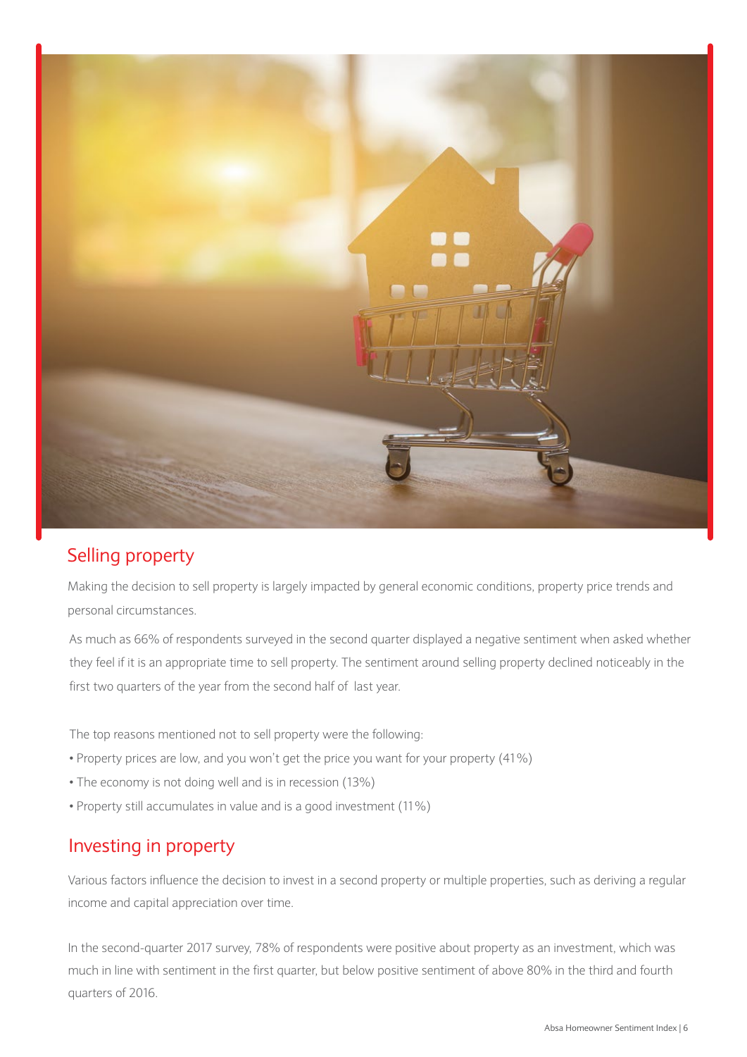## Selling property

Making the decision to sell property is largely impacted by general economic conditions, property price trends and personal circumstances.

As much as 66% of respondents surveyed in the second quarter displayed a negative sentiment when asked whether they feel if it is an appropriate time to sell property. The sentiment around selling property declined noticeably in the first two quarters of the year from the second half of last year.

The top reasons mentioned not to sell property were the following:

- Property prices are low, and you won't get the price you want for your property (41%)
- The economy is not doing well and is in recession (13%)
- Property still accumulates in value and is a good investment (11%)

## Investing in property

Various factors influence the decision to invest in a second property or multiple properties, such as deriving a regular income and capital appreciation over time.

In the second-quarter 2017 survey, 78% of respondents were positive about property as an investment, which was much in line with sentiment in the first quarter, but below positive sentiment of above 80% in the third and fourth quarters of 2016.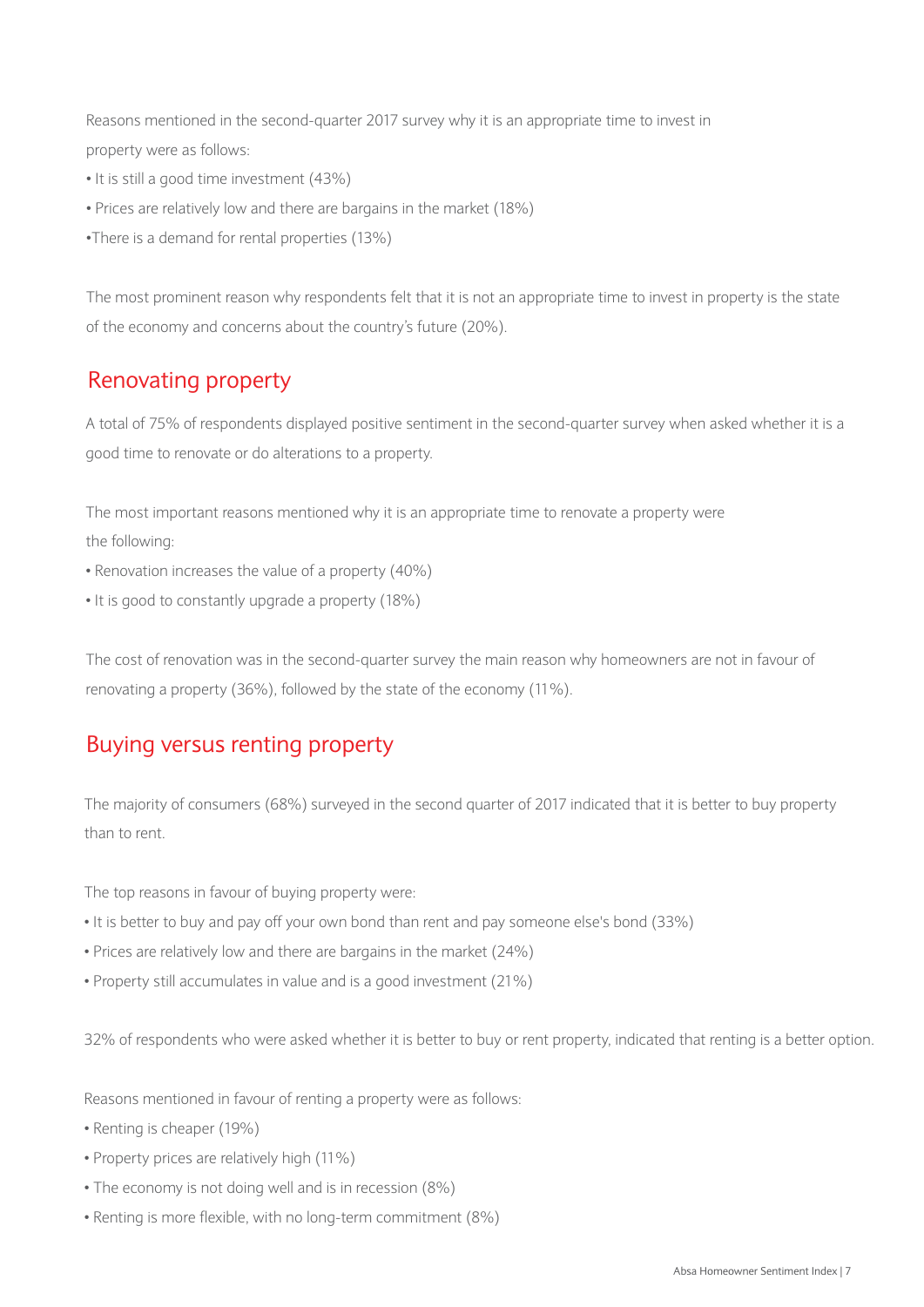Reasons mentioned in the second-quarter 2017 survey why it is an appropriate time to invest in property were as follows:

- It is still a good time investment (43%)
- Prices are relatively low and there are bargains in the market (18%)
- There is a demand for rental properties (13%)

The most prominent reason why respondents felt that it is not an appropriate time to invest in property is the state of the economy and concerns about the country's future (20%).

## Renovating property

A total of 75% of respondents displayed positive sentiment in the second-quarter survey when asked whether it is a good time to renovate or do alterations to a property.

The most important reasons mentioned why it is an appropriate time to renovate a property were the following:

- Renovation increases the value of a property (40%)
- It is good to constantly upgrade a property (18%)

The cost of renovation was in the second-quarter survey the main reason why homeowners are not in favour of renovating a property (36%), followed by the state of the economy (11%).

## Buying versus renting property

The majority of consumers (68%) surveyed in the second quarter of 2017 indicated that it is better to buy property than to rent.

The top reasons in favour of buying property were:

- It is better to buy and pay off your own bond than rent and pay someone else's bond (33%)
- Prices are relatively low and there are bargains in the market (24%)
- Property still accumulates in value and is a good investment (21%)

32% of respondents who were asked whether it is better to buy or rent property, indicated that renting is a better option.

Reasons mentioned in favour of renting a property were as follows:

- Renting is cheaper (19%)
- Property prices are relatively high (11%)
- The economy is not doing well and is in recession (8%)
- Renting is more flexible, with no long-term commitment (8%)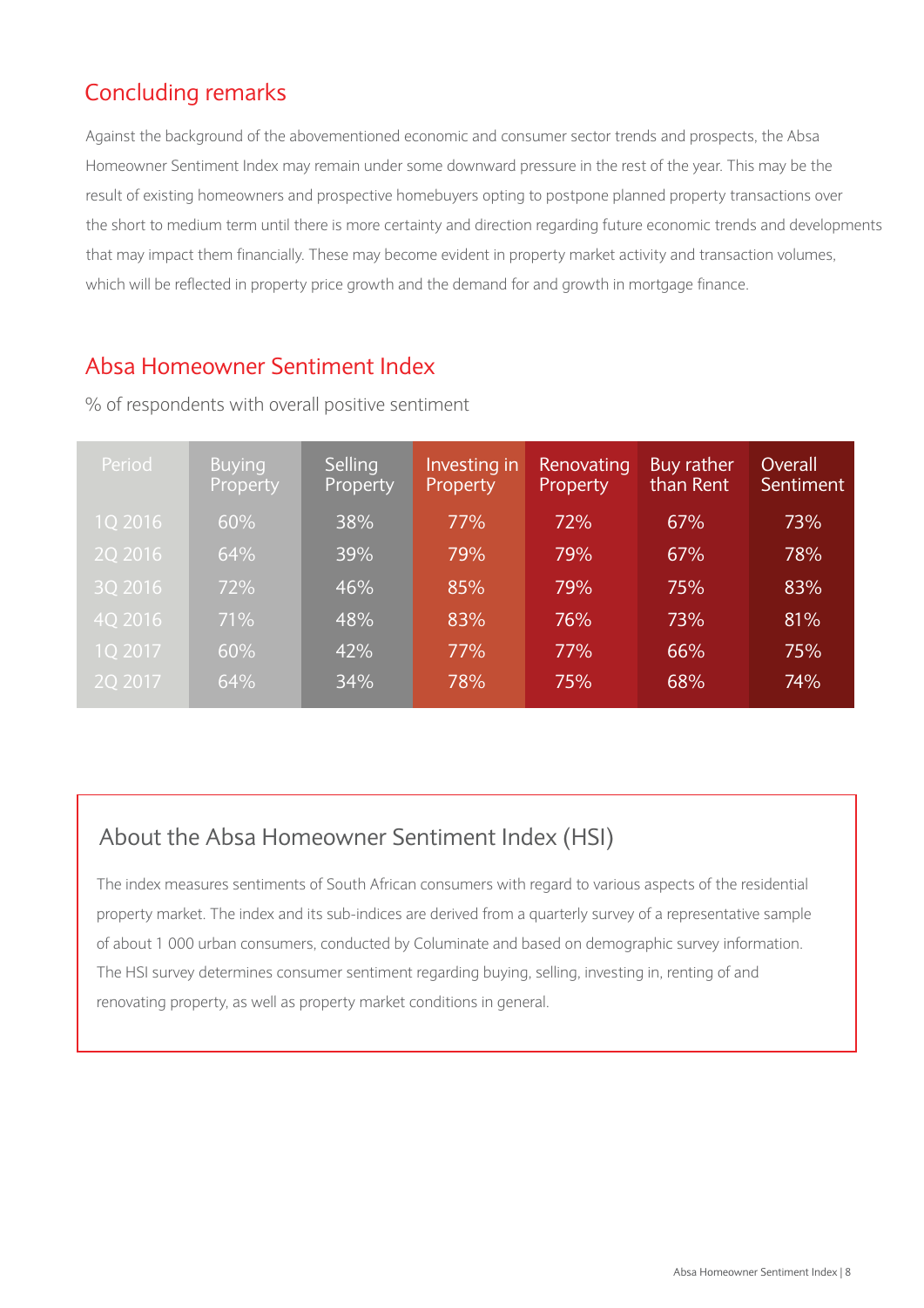## Concluding remarks

Against the background of the abovementioned economic and consumer sector trends and prospects, the Absa Homeowner Sentiment Index may remain under some downward pressure in the rest of the year. This may be the result of existing homeowners and prospective homebuyers opting to postpone planned property transactions over the short to medium term until there is more certainty and direction regarding future economic trends and developments that may impact them financially. These may become evident in property market activity and transaction volumes, which will be reflected in property price growth and the demand for and growth in mortgage finance.

## Absa Homeowner Sentiment Index

% of respondents with overall positive sentiment

| Period | Buying Property | Selling Property | Investing in Property | Renovating Property | Buy rather than Rent | Overall Sentiment |
|---|---|---|---|---|---|---|
| 1Q 2016 | 60% | 38% | 77% | 72% | 67% | 73% |
| 2Q 2016 | 64% | 39% | 79% | 79% | 67% | 78% |
| 3Q 2016 | 72% | 46% | 85% | 79% | 75% | 83% |
| 4Q 2016 | 71% | 48% | 83% | 76% | 73% | 81% |
| 1Q 2017 | 60% | 42% | 77% | 77% | 66% | 75% |
| 2Q 2017 | 64% | 34% | 78% | 75% | 68% | 74% |

### About the Absa Homeowner Sentiment Index (HSI)

The index measures sentiments of South African consumers with regard to various aspects of the residential property market. The index and its sub-indices are derived from a quarterly survey of a representative sample of about 1 000 urban consumers, conducted by Columinate and based on demographic survey information. The HSI survey determines consumer sentiment regarding buying, selling, investing in, renting of and renovating property, as well as property market conditions in general.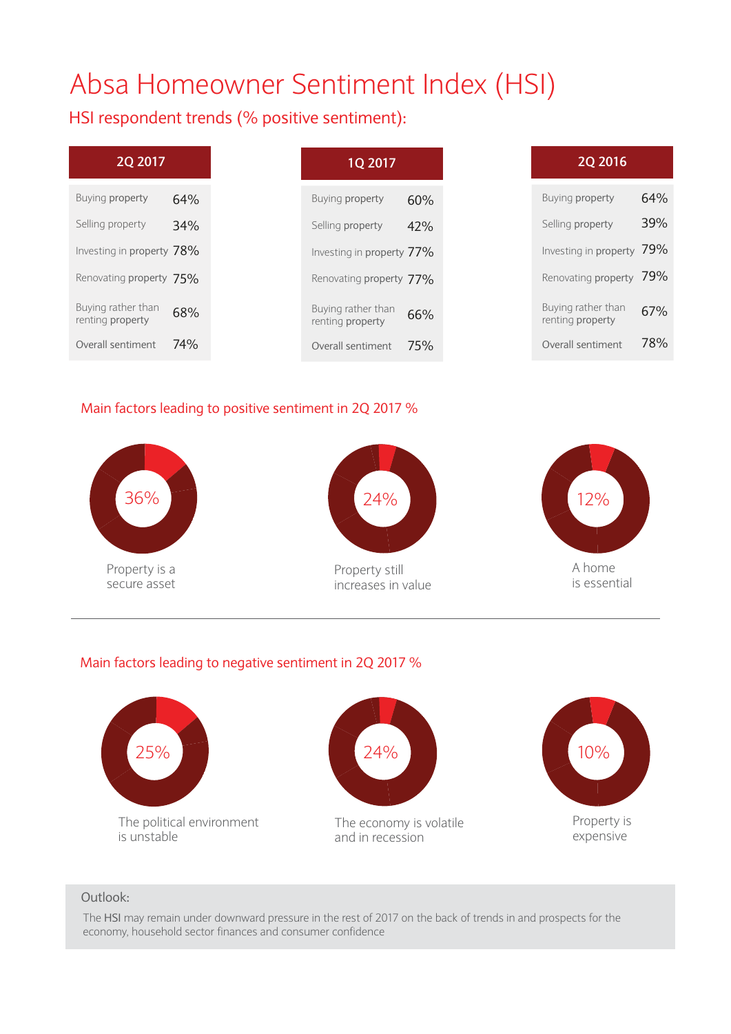# Absa Homeowner Sentiment Index (HSI)

## HSI respondent trends (% positive sentiment):

| 2Q 2017 | |
|---|---|
| Buying property | 64% |
| Selling property | 34% |
| Investing in property | 78% |
| Renovating property | 75% |
| Buying rather than renting property | 68% |
| Overall sentiment | 74% |

| 1Q 2017 | |
|---|---|
| Buying property | 60% |
| Selling property | 42% |
| Investing in property | 77% |
| Renovating property | 77% |
| Buying rather than renting property | 66% |
| Overall sentiment | 75% |

| 2Q 2016 | |
|---|---|
| Buying property | 64% |
| Selling property | 39% |
| Investing in property | 79% |
| Renovating property | 79% |
| Buying rather than renting property | 67% |
| Overall sentiment | 78% |

### Main factors leading to positive sentiment in 2Q 2017 %

36%
Property is a secure asset

24%
Property still increases in value

12%
A home is essential

### Main factors leading to negative sentiment in 2Q 2017 %

25%
The political environment is unstable

24%
The economy is volatile and in recession

10%
Property is expensive

**Outlook:**

The HSI may remain under downward pressure in the rest of 2017 on the back of trends in and prospects for the economy, household sector finances and consumer confidence